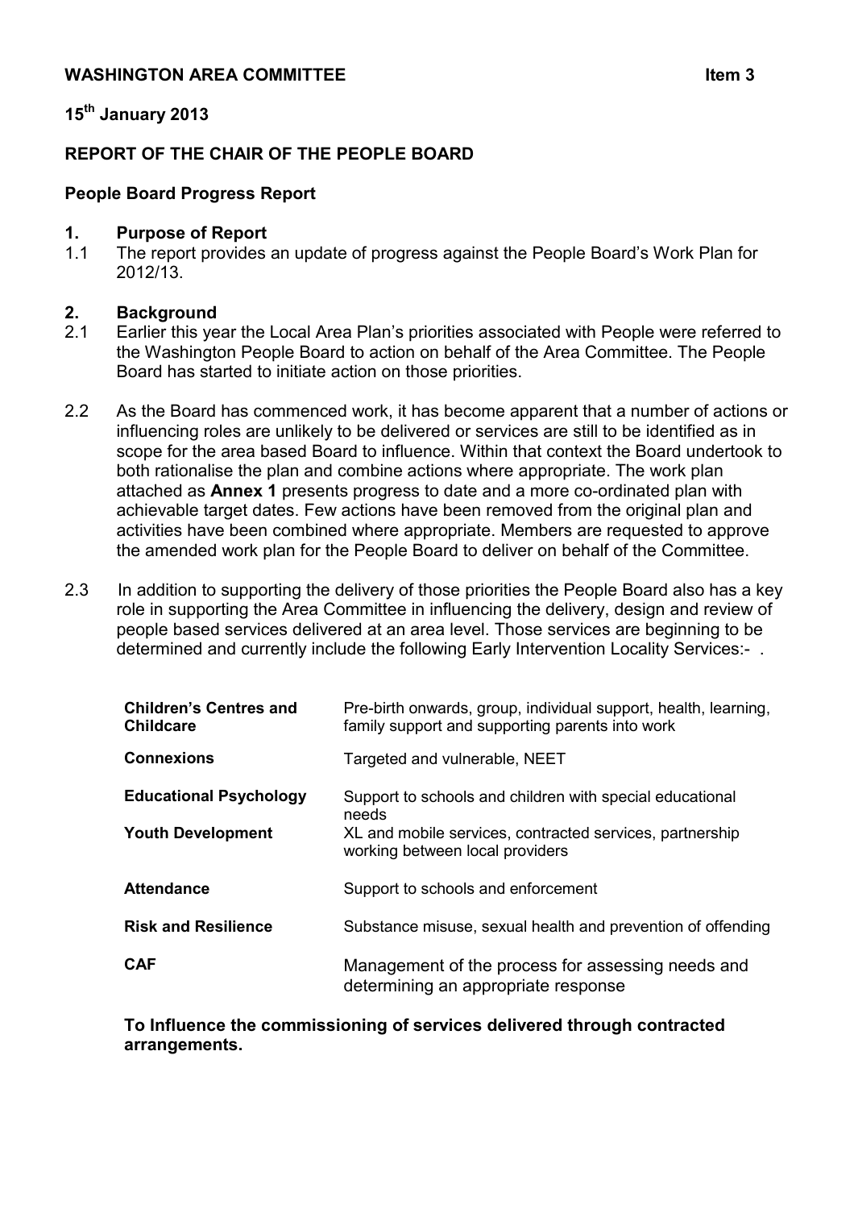**WASHINGTON AREA COMMITTEE** **Item 3**

**15th January 2013**

**REPORT OF THE CHAIR OF THE PEOPLE BOARD**

**People Board Progress Report**

## 1. Purpose of Report

1.1 The report provides an update of progress against the People Board's Work Plan for 2012/13.

## 2. Background

2.1 Earlier this year the Local Area Plan's priorities associated with People were referred to the Washington People Board to action on behalf of the Area Committee. The People Board has started to initiate action on those priorities.

2.2 As the Board has commenced work, it has become apparent that a number of actions or influencing roles are unlikely to be delivered or services are still to be identified as in scope for the area based Board to influence. Within that context the Board undertook to both rationalise the plan and combine actions where appropriate. The work plan attached as **Annex 1** presents progress to date and a more co-ordinated plan with achievable target dates. Few actions have been removed from the original plan and activities have been combined where appropriate. Members are requested to approve the amended work plan for the People Board to deliver on behalf of the Committee.

2.3 In addition to supporting the delivery of those priorities the People Board also has a key role in supporting the Area Committee in influencing the delivery, design and review of people based services delivered at an area level. Those services are beginning to be determined and currently include the following Early Intervention Locality Services:- .

| | |
|---|---|
| **Children's Centres and Childcare** | Pre-birth onwards, group, individual support, health, learning, family support and supporting parents into work |
| **Connexions** | Targeted and vulnerable, NEET |
| **Educational Psychology** | Support to schools and children with special educational needs |
| **Youth Development** | XL and mobile services, contracted services, partnership working between local providers |
| **Attendance** | Support to schools and enforcement |
| **Risk and Resilience** | Substance misuse, sexual health and prevention of offending |
| **CAF** | Management of the process for assessing needs and determining an appropriate response |

**To Influence the commissioning of services delivered through contracted arrangements.**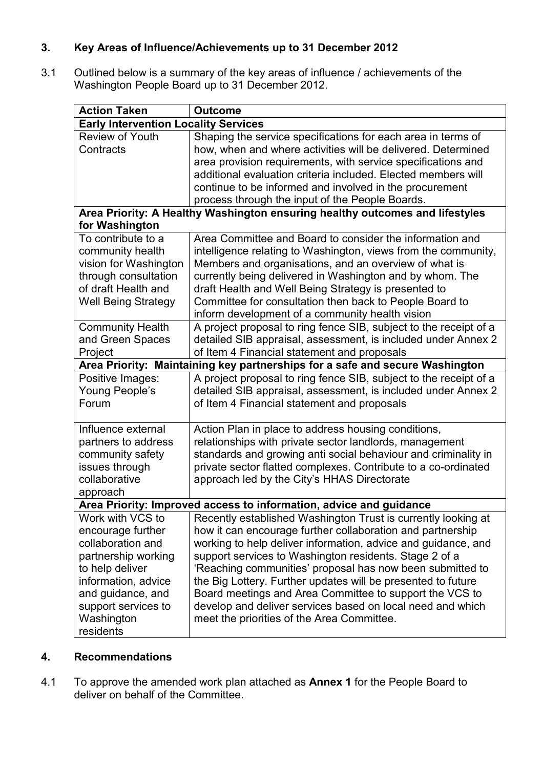## 3. Key Areas of Influence/Achievements up to 31 December 2012

3.1 Outlined below is a summary of the key areas of influence / achievements of the Washington People Board up to 31 December 2012.

| Action Taken | Outcome |
|---|---|
| **Early Intervention Locality Services** | |
| Review of Youth Contracts | Shaping the service specifications for each area in terms of how, when and where activities will be delivered. Determined area provision requirements, with service specifications and additional evaluation criteria included. Elected members will continue to be informed and involved in the procurement process through the input of the People Boards. |
| **Area Priority: A Healthy Washington ensuring healthy outcomes and lifestyles for Washington** | |
| To contribute to a community health vision for Washington through consultation of draft Health and Well Being Strategy | Area Committee and Board to consider the information and intelligence relating to Washington, views from the community, Members and organisations, and an overview of what is currently being delivered in Washington and by whom. The draft Health and Well Being Strategy is presented to Committee for consultation then back to People Board to inform development of a community health vision |
| Community Health and Green Spaces Project | A project proposal to ring fence SIB, subject to the receipt of a detailed SIB appraisal, assessment, is included under Annex 2 of Item 4 Financial statement and proposals |
| **Area Priority: Maintaining key partnerships for a safe and secure Washington** | |
| Positive Images: Young People's Forum | A project proposal to ring fence SIB, subject to the receipt of a detailed SIB appraisal, assessment, is included under Annex 2 of Item 4 Financial statement and proposals |
| Influence external partners to address community safety issues through collaborative approach | Action Plan in place to address housing conditions, relationships with private sector landlords, management standards and growing anti social behaviour and criminality in private sector flatted complexes. Contribute to a co-ordinated approach led by the City's HHAS Directorate |
| **Area Priority: Improved access to information, advice and guidance** | |
| Work with VCS to encourage further collaboration and partnership working to help deliver information, advice and guidance, and support services to Washington residents | Recently established Washington Trust is currently looking at how it can encourage further collaboration and partnership working to help deliver information, advice and guidance, and support services to Washington residents. Stage 2 of a 'Reaching communities' proposal has now been submitted to the Big Lottery. Further updates will be presented to future Board meetings and Area Committee to support the VCS to develop and deliver services based on local need and which meet the priorities of the Area Committee. |

## 4. Recommendations

4.1 To approve the amended work plan attached as **Annex 1** for the People Board to deliver on behalf of the Committee.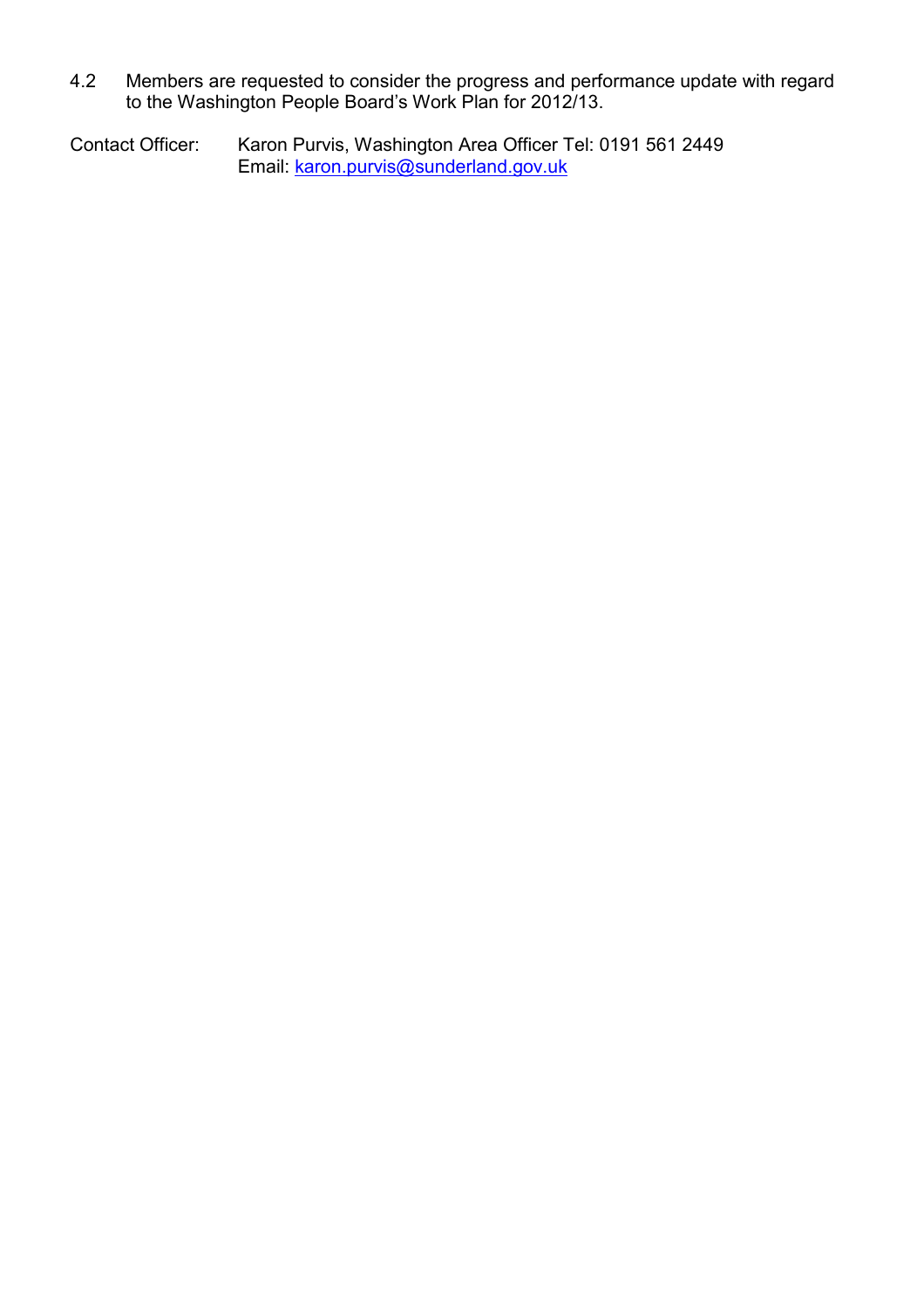4.2 Members are requested to consider the progress and performance update with regard to the Washington People Board's Work Plan for 2012/13.

Contact Officer: Karon Purvis, Washington Area Officer Tel: 0191 561 2449
Email: karon.purvis@sunderland.gov.uk